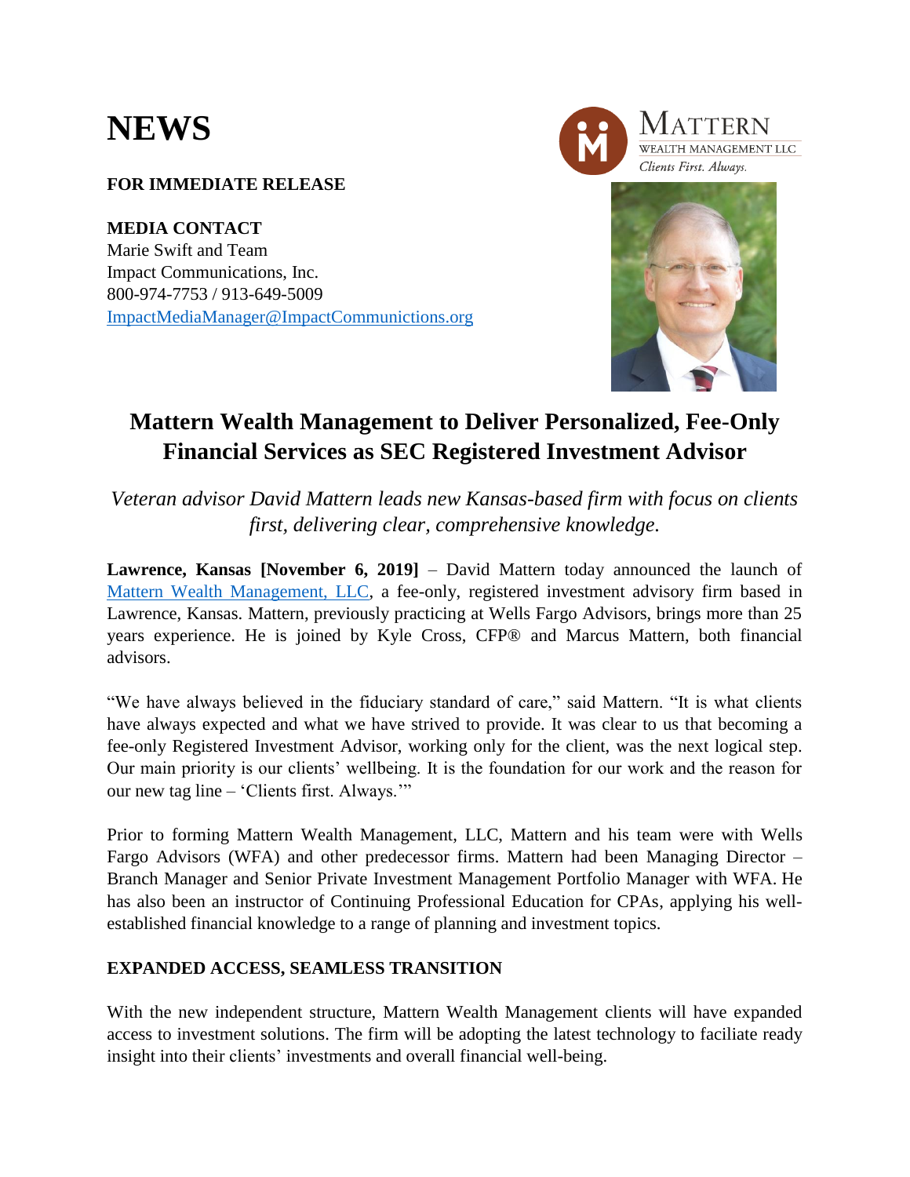# NEWS

**FOR IMMEDIATE RELEASE**

**MEDIA CONTACT**
Marie Swift and Team
Impact Communications, Inc.
800-974-7753 / 913-649-5009
ImpactMediaManager@ImpactCommunictions.org

MATTERN
WEALTH MANAGEMENT LLC
*Clients First. Always.*

## Mattern Wealth Management to Deliver Personalized, Fee-Only Financial Services as SEC Registered Investment Advisor

*Veteran advisor David Mattern leads new Kansas-based firm with focus on clients first, delivering clear, comprehensive knowledge.*

**Lawrence, Kansas [November 6, 2019]** – David Mattern today announced the launch of Mattern Wealth Management, LLC, a fee-only, registered investment advisory firm based in Lawrence, Kansas. Mattern, previously practicing at Wells Fargo Advisors, brings more than 25 years experience. He is joined by Kyle Cross, CFP® and Marcus Mattern, both financial advisors.

"We have always believed in the fiduciary standard of care," said Mattern. "It is what clients have always expected and what we have strived to provide. It was clear to us that becoming a fee-only Registered Investment Advisor, working only for the client, was the next logical step. Our main priority is our clients' wellbeing. It is the foundation for our work and the reason for our new tag line – 'Clients first. Always.'"

Prior to forming Mattern Wealth Management, LLC, Mattern and his team were with Wells Fargo Advisors (WFA) and other predecessor firms. Mattern had been Managing Director – Branch Manager and Senior Private Investment Management Portfolio Manager with WFA. He has also been an instructor of Continuing Professional Education for CPAs, applying his well-established financial knowledge to a range of planning and investment topics.

**EXPANDED ACCESS, SEAMLESS TRANSITION**

With the new independent structure, Mattern Wealth Management clients will have expanded access to investment solutions. The firm will be adopting the latest technology to faciliate ready insight into their clients' investments and overall financial well-being.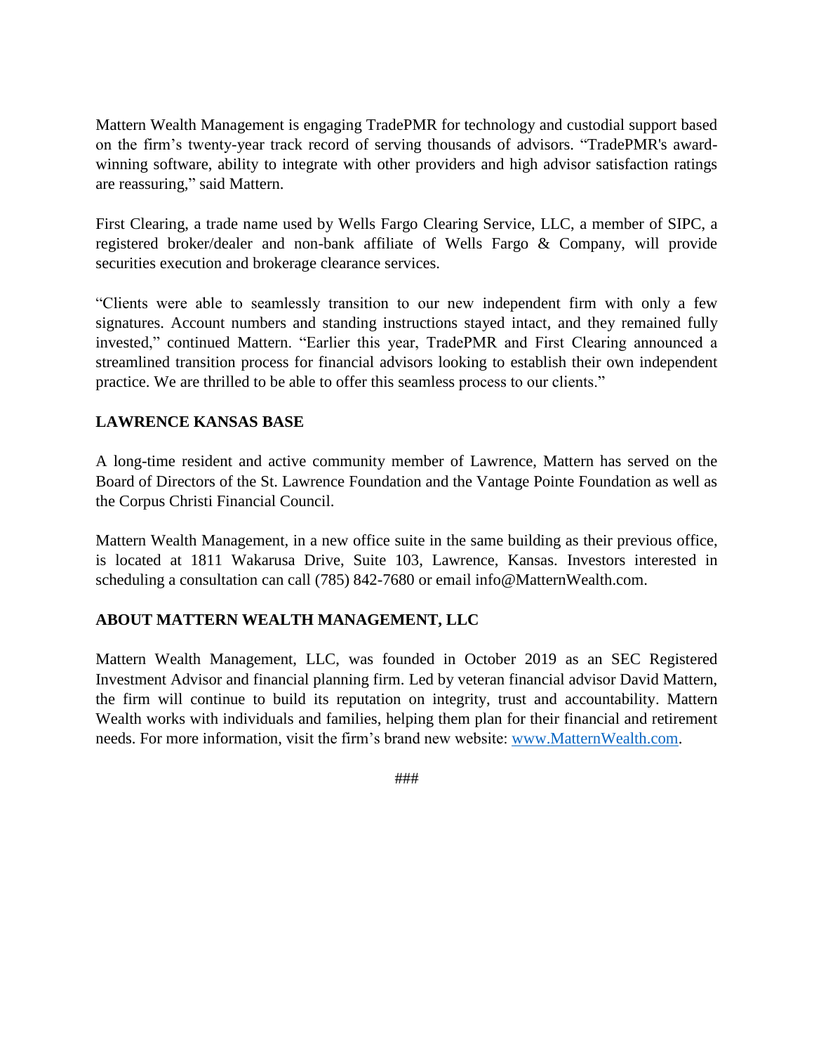Mattern Wealth Management is engaging TradePMR for technology and custodial support based on the firm's twenty-year track record of serving thousands of advisors. "TradePMR's award-winning software, ability to integrate with other providers and high advisor satisfaction ratings are reassuring," said Mattern.

First Clearing, a trade name used by Wells Fargo Clearing Service, LLC, a member of SIPC, a registered broker/dealer and non-bank affiliate of Wells Fargo & Company, will provide securities execution and brokerage clearance services.

"Clients were able to seamlessly transition to our new independent firm with only a few signatures. Account numbers and standing instructions stayed intact, and they remained fully invested," continued Mattern. "Earlier this year, TradePMR and First Clearing announced a streamlined transition process for financial advisors looking to establish their own independent practice. We are thrilled to be able to offer this seamless process to our clients."

**LAWRENCE KANSAS BASE**

A long-time resident and active community member of Lawrence, Mattern has served on the Board of Directors of the St. Lawrence Foundation and the Vantage Pointe Foundation as well as the Corpus Christi Financial Council.

Mattern Wealth Management, in a new office suite in the same building as their previous office, is located at 1811 Wakarusa Drive, Suite 103, Lawrence, Kansas. Investors interested in scheduling a consultation can call (785) 842-7680 or email info@MatternWealth.com.

**ABOUT MATTERN WEALTH MANAGEMENT, LLC**

Mattern Wealth Management, LLC, was founded in October 2019 as an SEC Registered Investment Advisor and financial planning firm. Led by veteran financial advisor David Mattern, the firm will continue to build its reputation on integrity, trust and accountability. Mattern Wealth works with individuals and families, helping them plan for their financial and retirement needs. For more information, visit the firm's brand new website: [www.MatternWealth.com](http://www.MatternWealth.com).

###